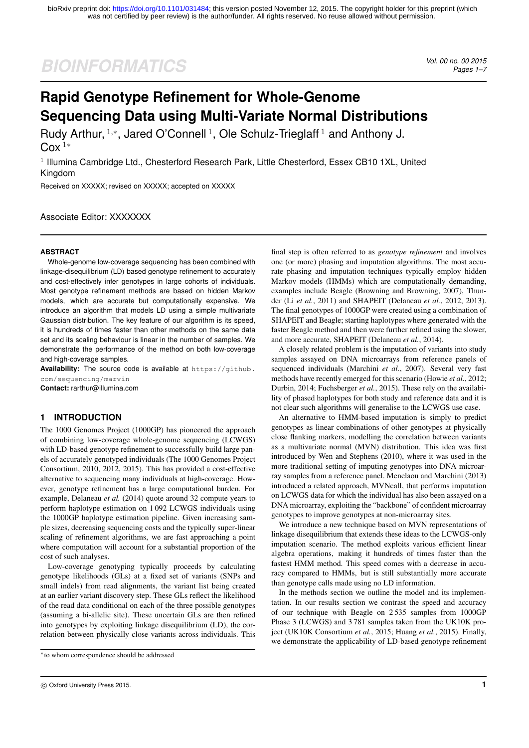# Rapid Genotype Refinement for Whole-Genome Sequencing Data using Multi-Variate Normal Distributions

Rudy Arthur, [1,*], Jared O'Connell [1], Ole Schulz-Trieglaff [1] and Anthony J. Cox [1*]

[1] Illumina Cambridge Ltd., Chesterford Research Park, Little Chesterford, Essex CB10 1XL, United Kingdom

Received on XXXXX; revised on XXXXX; accepted on XXXXX

Associate Editor: XXXXXXX

## ABSTRACT

Whole-genome low-coverage sequencing has been combined with linkage-disequilibrium (LD) based genotype refinement to accurately and cost-effectively infer genotypes in large cohorts of individuals. Most genotype refinement methods are based on hidden Markov models, which are accurate but computationally expensive. We introduce an algorithm that models LD using a simple multivariate Gaussian distribution. The key feature of our algorithm is its speed, it is hundreds of times faster than other methods on the same data set and its scaling behaviour is linear in the number of samples. We demonstrate the performance of the method on both low-coverage and high-coverage samples.

**Availability:** The source code is available at `https://github.com/sequencing/marvin`

**Contact:** rarthur@illumina.com

## 1 INTRODUCTION

The 1000 Genomes Project (1000GP) has pioneered the approach of combining low-coverage whole-genome sequencing (LCWGS) with LD-based genotype refinement to successfully build large panels of accurately genotyped individuals (The 1000 Genomes Project Consortium, 2010, 2012, 2015). This has provided a cost-effective alternative to sequencing many individuals at high-coverage. However, genotype refinement has a large computational burden. For example, Delaneau *et al.* (2014) quote around 32 compute years to perform haplotype estimation on 1 092 LCWGS individuals using the 1000GP haplotype estimation pipeline. Given increasing sample sizes, decreasing sequencing costs and the typically super-linear scaling of refinement algorithms, we are fast approaching a point where computation will account for a substantial proportion of the cost of such analyses.

Low-coverage genotyping typically proceeds by calculating genotype likelihoods (GLs) at a fixed set of variants (SNPs and small indels) from read alignments, the variant list being created at an earlier variant discovery step. These GLs reflect the likelihood of the read data conditional on each of the three possible genotypes (assuming a bi-allelic site). These uncertain GLs are then refined into genotypes by exploiting linkage disequilibrium (LD), the correlation between physically close variants across individuals. This final step is often referred to as *genotype refinement* and involves one (or more) phasing and imputation algorithms. The most accurate phasing and imputation techniques typically employ hidden Markov models (HMMs) which are computationally demanding, examples include Beagle (Browning and Browning, 2007), Thunder (Li *et al.*, 2011) and SHAPEIT (Delaneau *et al.*, 2012, 2013). The final genotypes of 1000GP were created using a combination of SHAPEIT and Beagle; starting haplotypes where generated with the faster Beagle method and then were further refined using the slower, and more accurate, SHAPEIT (Delaneau *et al.*, 2014).

A closely related problem is the imputation of variants into study samples assayed on DNA microarrays from reference panels of sequenced individuals (Marchini *et al.*, 2007). Several very fast methods have recently emerged for this scenario (Howie *et al.*, 2012; Durbin, 2014; Fuchsberger *et al.*, 2015). These rely on the availability of phased haplotypes for both study and reference data and it is not clear such algorithms will generalise to the LCWGS use case.

An alternative to HMM-based imputation is simply to predict genotypes as linear combinations of other genotypes at physically close flanking markers, modelling the correlation between variants as a multivariate normal (MVN) distribution. This idea was first introduced by Wen and Stephens (2010), where it was used in the more traditional setting of imputing genotypes into DNA microarray samples from a reference panel. Menelaou and Marchini (2013) introduced a related approach, MVNcall, that performs imputation on LCWGS data for which the individual has also been assayed on a DNA microarray, exploiting the "backbone" of confident microarray genotypes to improve genotypes at non-microarray sites.

We introduce a new technique based on MVN representations of linkage disequilibrium that extends these ideas to the LCWGS-only imputation scenario. The method exploits various efficient linear algebra operations, making it hundreds of times faster than the fastest HMM method. This speed comes with a decrease in accuracy compared to HMMs, but is still substantially more accurate than genotype calls made using no LD information.

In the methods section we outline the model and its implementation. In our results section we contrast the speed and accuracy of our technique with Beagle on 2 535 samples from 1000GP Phase 3 (LCWGS) and 3 781 samples taken from the UK10K project (UK10K Consortium *et al.*, 2015; Huang *et al.*, 2015). Finally, we demonstrate the applicability of LD-based genotype refinement

*to whom correspondence should be addressed

© Oxford University Press 2015.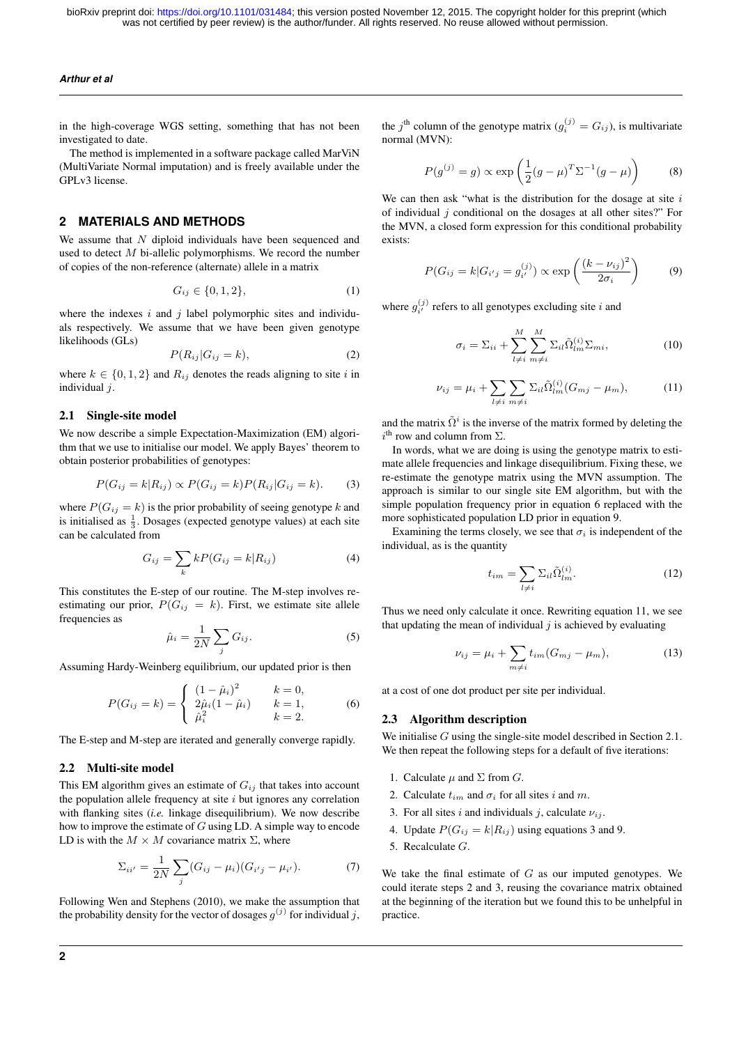in the high-coverage WGS setting, something that has not been investigated to date.

The method is implemented in a software package called MarViN (MultiVariate Normal imputation) and is freely available under the GPLv3 license.

## 2 MATERIALS AND METHODS

We assume that $N$ diploid individuals have been sequenced and used to detect $M$ bi-allelic polymorphisms. We record the number of copies of the non-reference (alternate) allele in a matrix

$$G_{ij} \in \{0, 1, 2\}, \tag{1}$$

where the indexes $i$ and $j$ label polymorphic sites and individuals respectively. We assume that we have been given genotype likelihoods (GLs)

$$P(R_{ij}|G_{ij} = k), \tag{2}$$

where $k \in \{0, 1, 2\}$ and $R_{ij}$ denotes the reads aligning to site $i$ in individual $j$.

### 2.1 Single-site model

We now describe a simple Expectation-Maximization (EM) algorithm that we use to initialise our model. We apply Bayes' theorem to obtain posterior probabilities of genotypes:

$$P(G_{ij} = k|R_{ij}) \propto P(G_{ij} = k)P(R_{ij}|G_{ij} = k). \tag{3}$$

where $P(G_{ij} = k)$ is the prior probability of seeing genotype $k$ and is initialised as $\frac{1}{3}$. Dosages (expected genotype values) at each site can be calculated from

$$G_{ij} = \sum_k kP(G_{ij} = k|R_{ij}) \tag{4}$$

This constitutes the E-step of our routine. The M-step involves re-estimating our prior, $P(G_{ij} = k)$. First, we estimate site allele frequencies as

$$\hat{\mu}_i = \frac{1}{2N}\sum_j G_{ij}. \tag{5}$$

Assuming Hardy-Weinberg equilibrium, our updated prior is then

$$P(G_{ij} = k) = \begin{cases} (1-\hat{\mu}_i)^2 & k = 0, \\ 2\hat{\mu}_i(1-\hat{\mu}_i) & k = 1, \\ \hat{\mu}_i^2 & k = 2. \end{cases} \tag{6}$$

The E-step and M-step are iterated and generally converge rapidly.

### 2.2 Multi-site model

This EM algorithm gives an estimate of $G_{ij}$ that takes into account the population allele frequency at site $i$ but ignores any correlation with flanking sites (*i.e.* linkage disequilibrium). We now describe how to improve the estimate of $G$ using LD. A simple way to encode LD is with the $M \times M$ covariance matrix $\Sigma$, where

$$\Sigma_{ii'} = \frac{1}{2N}\sum_j (G_{ij} - \mu_i)(G_{i'j} - \mu_{i'}). \tag{7}$$

Following Wen and Stephens (2010), we make the assumption that the probability density for the vector of dosages $g^{(j)}$ for individual $j$, the $j^{\text{th}}$ column of the genotype matrix ($g_i^{(j)} = G_{ij}$), is multivariate normal (MVN):

$$P(g^{(j)} = g) \propto \exp\left(\frac{1}{2}(g-\mu)^T\Sigma^{-1}(g-\mu)\right) \tag{8}$$

We can then ask "what is the distribution for the dosage at site $i$ of individual $j$ conditional on the dosages at all other sites?" For the MVN, a closed form expression for this conditional probability exists:

$$P(G_{ij} = k|G_{i'j} = g_{i'}^{(j)}) \propto \exp\left(\frac{(k-\nu_{ij})^2}{2\sigma_i}\right) \tag{9}$$

where $g_{i'}^{(j)}$ refers to all genotypes excluding site $i$ and

$$\sigma_i = \Sigma_{ii} + \sum_{l\neq i}^{M}\sum_{m\neq i}^{M}\Sigma_{il}\tilde{\Omega}_{lm}^{(i)}\Sigma_{mi}, \tag{10}$$

$$\nu_{ij} = \mu_i + \sum_{l\neq i}\sum_{m\neq i}\Sigma_{il}\tilde{\Omega}_{lm}^{(i)}(G_{mj} - \mu_m), \tag{11}$$

and the matrix $\tilde{\Omega}^i$ is the inverse of the matrix formed by deleting the $i^{\text{th}}$ row and column from $\Sigma$.

In words, what we are doing is using the genotype matrix to estimate allele frequencies and linkage disequilibrium. Fixing these, we re-estimate the genotype matrix using the MVN assumption. The approach is similar to our single site EM algorithm, but with the simple population frequency prior in equation 6 replaced with the more sophisticated population LD prior in equation 9.

Examining the terms closely, we see that $\sigma_i$ is independent of the individual, as is the quantity

$$t_{im} = \sum_{l\neq i}\Sigma_{il}\tilde{\Omega}_{lm}^{(i)}. \tag{12}$$

Thus we need only calculate it once. Rewriting equation 11, we see that updating the mean of individual $j$ is achieved by evaluating

$$\nu_{ij} = \mu_i + \sum_{m\neq i} t_{im}(G_{mj} - \mu_m), \tag{13}$$

at a cost of one dot product per site per individual.

### 2.3 Algorithm description

We initialise $G$ using the single-site model described in Section 2.1. We then repeat the following steps for a default of five iterations:

1. Calculate $\mu$ and $\Sigma$ from $G$.
2. Calculate $t_{im}$ and $\sigma_i$ for all sites $i$ and $m$.
3. For all sites $i$ and individuals $j$, calculate $\nu_{ij}$.
4. Update $P(G_{ij} = k|R_{ij})$ using equations 3 and 9.
5. Recalculate $G$.

We take the final estimate of $G$ as our imputed genotypes. We could iterate steps 2 and 3, reusing the covariance matrix obtained at the beginning of the iteration but we found this to be unhelpful in practice.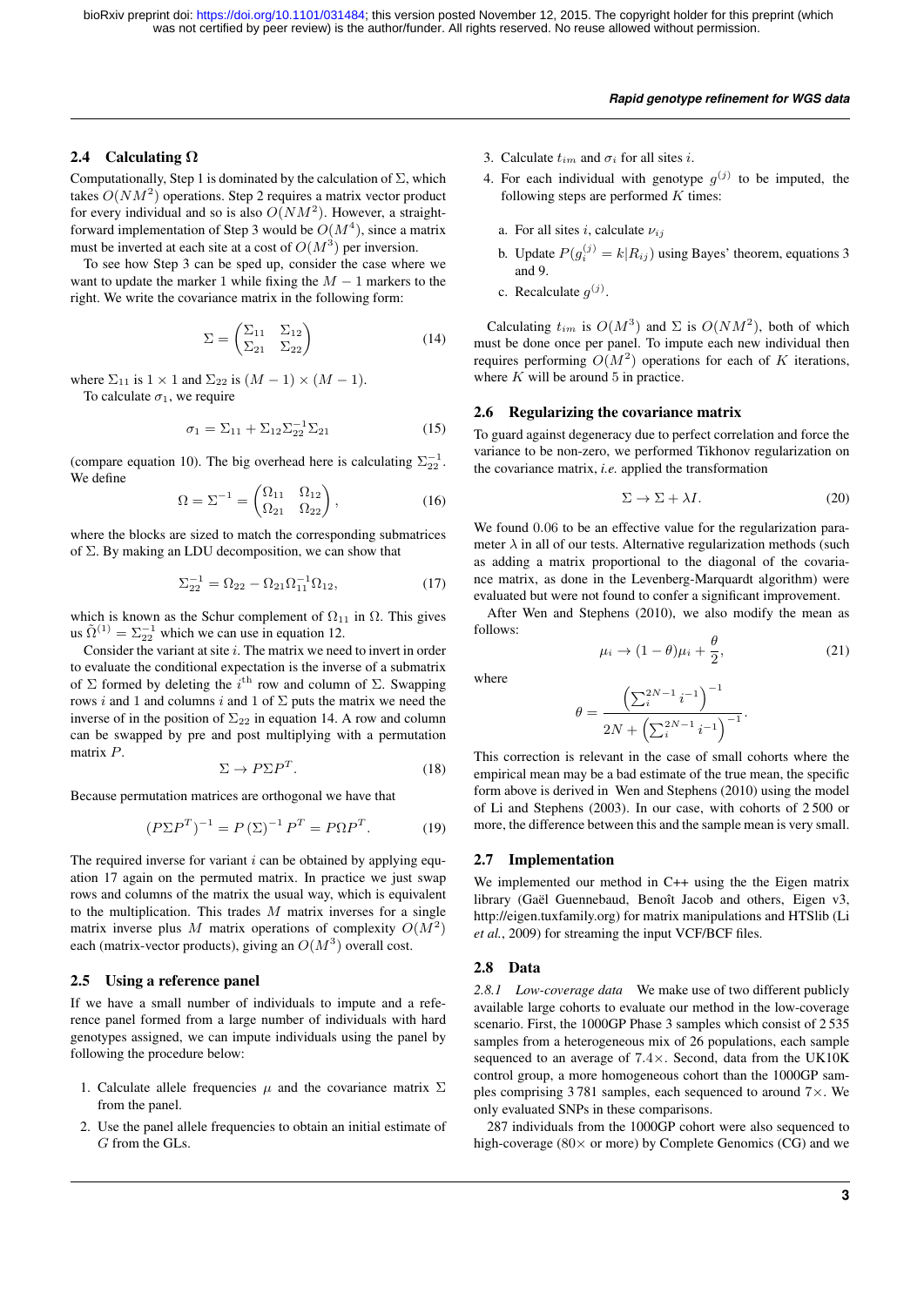## 2.4 Calculating Ω

Computationally, Step 1 is dominated by the calculation of $\Sigma$, which takes $O(NM^2)$ operations. Step 2 requires a matrix vector product for every individual and so is also $O(NM^2)$. However, a straightforward implementation of Step 3 would be $O(M^4)$, since a matrix must be inverted at each site at a cost of $O(M^3)$ per inversion.

To see how Step 3 can be sped up, consider the case where we want to update the marker 1 while fixing the $M-1$ markers to the right. We write the covariance matrix in the following form:

$$\Sigma = \begin{pmatrix} \Sigma_{11} & \Sigma_{12} \\ \Sigma_{21} & \Sigma_{22} \end{pmatrix} \tag{14}$$

where $\Sigma_{11}$ is $1 \times 1$ and $\Sigma_{22}$ is $(M-1) \times (M-1)$.

To calculate $\sigma_1$, we require

$$\sigma_1 = \Sigma_{11} + \Sigma_{12}\Sigma_{22}^{-1}\Sigma_{21} \tag{15}$$

(compare equation 10). The big overhead here is calculating $\Sigma_{22}^{-1}$. We define

$$\Omega = \Sigma^{-1} = \begin{pmatrix} \Omega_{11} & \Omega_{12} \\ \Omega_{21} & \Omega_{22} \end{pmatrix}, \tag{16}$$

where the blocks are sized to match the corresponding submatrices of $\Sigma$. By making an LDU decomposition, we can show that

$$\Sigma_{22}^{-1} = \Omega_{22} - \Omega_{21}\Omega_{11}^{-1}\Omega_{12}, \tag{17}$$

which is known as the Schur complement of $\Omega_{11}$ in $\Omega$. This gives us $\tilde{\Omega}^{(1)} = \Sigma_{22}^{-1}$ which we can use in equation 12.

Consider the variant at site $i$. The matrix we need to invert in order to evaluate the conditional expectation is the inverse of a submatrix of $\Sigma$ formed by deleting the $i^{\text{th}}$ row and column of $\Sigma$. Swapping rows $i$ and 1 and columns $i$ and 1 of $\Sigma$ puts the matrix we need the inverse of in the position of $\Sigma_{22}$ in equation 14. A row and column can be swapped by pre and post multiplying with a permutation matrix $P$.

$$\Sigma \to P\Sigma P^T. \tag{18}$$

Because permutation matrices are orthogonal we have that

$$(P\Sigma P^T)^{-1} = P\,(\Sigma)^{-1}\,P^T = P\Omega P^T. \tag{19}$$

The required inverse for variant $i$ can be obtained by applying equation 17 again on the permuted matrix. In practice we just swap rows and columns of the matrix the usual way, which is equivalent to the multiplication. This trades $M$ matrix inverses for a single matrix inverse plus $M$ matrix operations of complexity $O(M^2)$ each (matrix-vector products), giving an $O(M^3)$ overall cost.

## 2.5 Using a reference panel

If we have a small number of individuals to impute and a reference panel formed from a large number of individuals with hard genotypes assigned, we can impute individuals using the panel by following the procedure below:

1. Calculate allele frequencies $\mu$ and the covariance matrix $\Sigma$ from the panel.
2. Use the panel allele frequencies to obtain an initial estimate of $G$ from the GLs.
3. Calculate $t_{im}$ and $\sigma_i$ for all sites $i$.
4. For each individual with genotype $g^{(j)}$ to be imputed, the following steps are performed $K$ times:
   a. For all sites $i$, calculate $\nu_{ij}$
   b. Update $P(g_i^{(j)} = k|R_{ij})$ using Bayes' theorem, equations 3 and 9.
   c. Recalculate $g^{(j)}$.

Calculating $t_{im}$ is $O(M^3)$ and $\Sigma$ is $O(NM^2)$, both of which must be done once per panel. To impute each new individual then requires performing $O(M^2)$ operations for each of $K$ iterations, where $K$ will be around 5 in practice.

## 2.6 Regularizing the covariance matrix

To guard against degeneracy due to perfect correlation and force the variance to be non-zero, we performed Tikhonov regularization on the covariance matrix, *i.e.* applied the transformation

$$\Sigma \to \Sigma + \lambda I. \tag{20}$$

We found 0.06 to be an effective value for the regularization parameter $\lambda$ in all of our tests. Alternative regularization methods (such as adding a matrix proportional to the diagonal of the covariance matrix, as done in the Levenberg-Marquardt algorithm) were evaluated but were not found to confer a significant improvement.

After Wen and Stephens (2010), we also modify the mean as follows:

$$\mu_i \to (1-\theta)\mu_i + \frac{\theta}{2}, \tag{21}$$

where

$$\theta = \frac{\left(\sum_i^{2N-1} i^{-1}\right)^{-1}}{2N + \left(\sum_i^{2N-1} i^{-1}\right)^{-1}}.$$

This correction is relevant in the case of small cohorts where the empirical mean may be a bad estimate of the true mean, the specific form above is derived in Wen and Stephens (2010) using the model of Li and Stephens (2003). In our case, with cohorts of 2 500 or more, the difference between this and the sample mean is very small.

## 2.7 Implementation

We implemented our method in C++ using the the Eigen matrix library (Gaël Guennebaud, Benoît Jacob and others, Eigen v3, http://eigen.tuxfamily.org) for matrix manipulations and HTSlib (Li *et al.*, 2009) for streaming the input VCF/BCF files.

## 2.8 Data

*2.8.1 Low-coverage data* We make use of two different publicly available large cohorts to evaluate our method in the low-coverage scenario. First, the 1000GP Phase 3 samples which consist of 2 535 samples from a heterogeneous mix of 26 populations, each sample sequenced to an average of 7.4×. Second, data from the UK10K control group, a more homogeneous cohort than the 1000GP samples comprising 3 781 samples, each sequenced to around 7×. We only evaluated SNPs in these comparisons.

287 individuals from the 1000GP cohort were also sequenced to high-coverage (80× or more) by Complete Genomics (CG) and we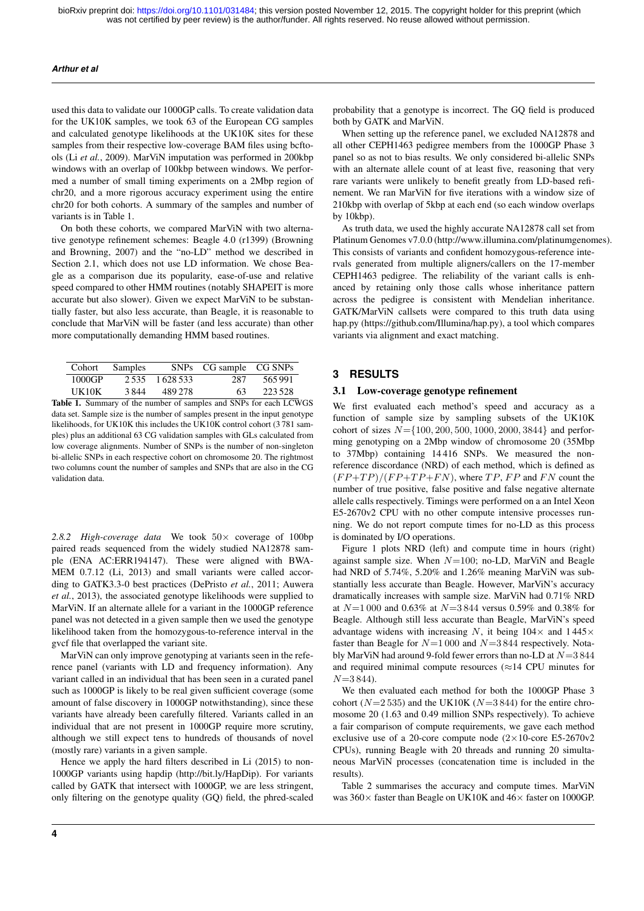used this data to validate our 1000GP calls. To create validation data for the UK10K samples, we took 63 of the European CG samples and calculated genotype likelihoods at the UK10K sites for these samples from their respective low-coverage BAM files using bcftools (Li *et al.*, 2009). MarViN imputation was performed in 200kbp windows with an overlap of 100kbp between windows. We performed a number of small timing experiments on a 2Mbp region of chr20, and a more rigorous accuracy experiment using the entire chr20 for both cohorts. A summary of the samples and number of variants is in Table 1.

On both these cohorts, we compared MarViN with two alternative genotype refinement schemes: Beagle 4.0 (r1399) (Browning and Browning, 2007) and the "no-LD" method we described in Section 2.1, which does not use LD information. We chose Beagle as a comparison due its popularity, ease-of-use and relative speed compared to other HMM routines (notably SHAPEIT is more accurate but also slower). Given we expect MarViN to be substantially faster, but also less accurate, than Beagle, it is reasonable to conclude that MarViN will be faster (and less accurate) than other more computationally demanding HMM based routines.

| Cohort | Samples | SNPs | CG sample | CG SNPs |
|---|---|---|---|---|
| 1000GP | 2 535 | 1 628 533 | 287 | 565 991 |
| UK10K | 3 844 | 489 278 | 63 | 223 528 |

**Table 1.** Summary of the number of samples and SNPs for each LCWGS data set. Sample size is the number of samples present in the input genotype likelihoods, for UK10K this includes the UK10K control cohort (3 781 samples) plus an additional 63 CG validation samples with GLs calculated from low coverage alignments. Number of SNPs is the number of non-singleton bi-allelic SNPs in each respective cohort on chromosome 20. The rightmost two columns count the number of samples and SNPs that are also in the CG validation data.

*2.8.2 High-coverage data* We took $50\times$ coverage of 100bp paired reads sequenced from the widely studied NA12878 sample (ENA AC:ERR194147). These were aligned with BWA-MEM 0.7.12 (Li, 2013) and small variants were called according to GATK3.3-0 best practices (DePristo *et al.*, 2011; Auwera *et al.*, 2013), the associated genotype likelihoods were supplied to MarViN. If an alternate allele for a variant in the 1000GP reference panel was not detected in a given sample then we used the genotype likelihood taken from the homozygous-to-reference interval in the gvcf file that overlapped the variant site.

MarViN can only improve genotyping at variants seen in the reference panel (variants with LD and frequency information). Any variant called in an individual that has been seen in a curated panel such as 1000GP is likely to be real given sufficient coverage (some amount of false discovery in 1000GP notwithstanding), since these variants have already been carefully filtered. Variants called in an individual that are not present in 1000GP require more scrutiny, although we still expect tens to hundreds of thousands of novel (mostly rare) variants in a given sample.

Hence we apply the hard filters described in Li (2015) to non-1000GP variants using hapdip (http://bit.ly/HapDip). For variants called by GATK that intersect with 1000GP, we are less stringent, only filtering on the genotype quality (GQ) field, the phred-scaled probability that a genotype is incorrect. The GQ field is produced both by GATK and MarViN.

When setting up the reference panel, we excluded NA12878 and all other CEPH1463 pedigree members from the 1000GP Phase 3 panel so as not to bias results. We only considered bi-allelic SNPs with an alternate allele count of at least five, reasoning that very rare variants were unlikely to benefit greatly from LD-based refinement. We ran MarViN for five iterations with a window size of 210kbp with overlap of 5kbp at each end (so each window overlaps by 10kbp).

As truth data, we used the highly accurate NA12878 call set from Platinum Genomes v7.0.0 (http://www.illumina.com/platinumgenomes). This consists of variants and confident homozygous-reference intervals generated from multiple aligners/callers on the 17-member CEPH1463 pedigree. The reliability of the variant calls is enhanced by retaining only those calls whose inheritance pattern across the pedigree is consistent with Mendelian inheritance. GATK/MarViN callsets were compared to this truth data using hap.py (https://github.com/Illumina/hap.py), a tool which compares variants via alignment and exact matching.

## 3 RESULTS

### 3.1 Low-coverage genotype refinement

We first evaluated each method's speed and accuracy as a function of sample size by sampling subsets of the UK10K cohort of sizes $N = \{100, 200, 500, 1000, 2000, 3844\}$ and performing genotyping on a 2Mbp window of chromosome 20 (35Mbp to 37Mbp) containing 14 416 SNPs. We measured the non-reference discordance (NRD) of each method, which is defined as $(FP+TP)/(FP+TP+FN)$, where $TP$, $FP$ and $FN$ count the number of true positive, false positive and false negative alternate allele calls respectively. Timings were performed on a an Intel Xeon E5-2670v2 CPU with no other compute intensive processes running. We do not report compute times for no-LD as this process is dominated by I/O operations.

Figure 1 plots NRD (left) and compute time in hours (right) against sample size. When $N=100$; no-LD, MarViN and Beagle had NRD of 5.74%, 5.20% and 1.26% meaning MarViN was substantially less accurate than Beagle. However, MarViN's accuracy dramatically increases with sample size. MarViN had 0.71% NRD at $N=1\,000$ and 0.63% at $N=3\,844$ versus 0.59% and 0.38% for Beagle. Although still less accurate than Beagle, MarViN's speed advantage widens with increasing $N$, it being $104\times$ and $1\,445\times$ faster than Beagle for $N=1\,000$ and $N=3\,844$ respectively. Notably MarViN had around 9-fold fewer errors than no-LD at $N=3\,844$ and required minimal compute resources ($\approx$14 CPU minutes for $N=3\,844$).

We then evaluated each method for both the 1000GP Phase 3 cohort ($N=2\,535$) and the UK10K ($N=3\,844$) for the entire chromosome 20 (1.63 and 0.49 million SNPs respectively). To achieve a fair comparison of compute requirements, we gave each method exclusive use of a 20-core compute node ($2\times$10-core E5-2670v2 CPUs), running Beagle with 20 threads and running 20 simultaneous MarViN processes (concatenation time is included in the results).

Table 2 summarises the accuracy and compute times. MarViN was $360\times$ faster than Beagle on UK10K and $46\times$ faster on 1000GP.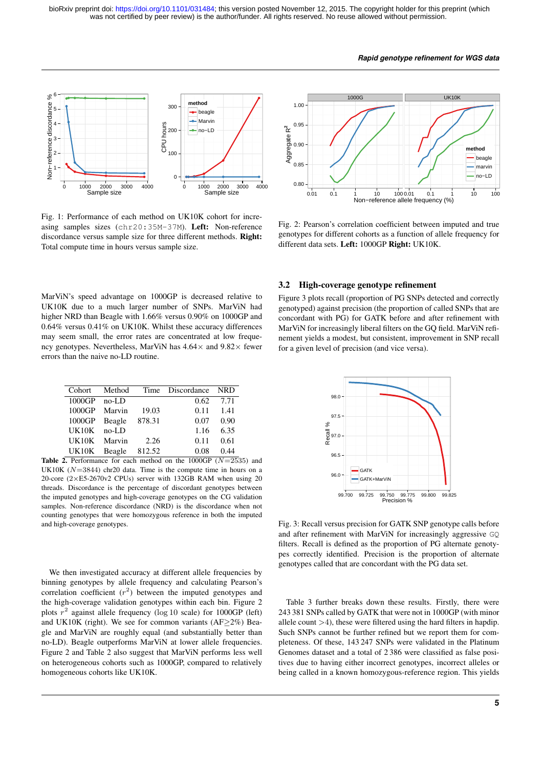Fig. 1: Performance of each method on UK10K cohort for increasing samples sizes (chr20:35M-37M). **Left:** Non-reference discordance versus sample size for three different methods. **Right:** Total compute time in hours versus sample size.

Fig. 2: Pearson's correlation coefficient between imputed and true genotypes for different cohorts as a function of allele frequency for different data sets. **Left:** 1000GP **Right:** UK10K.

MarViN's speed advantage on 1000GP is decreased relative to UK10K due to a much larger number of SNPs. MarViN had higher NRD than Beagle with 1.66% versus 0.90% on 1000GP and 0.64% versus 0.41% on UK10K. Whilst these accuracy differences may seem small, the error rates are concentrated at low frequency genotypes. Nevertheless, MarViN has 4.64× and 9.82× fewer errors than the naive no-LD routine.

| Cohort | Method | Time | Discordance | NRD |
|---|---|---|---|---|
| 1000GP | no-LD | | 0.62 | 7.71 |
| 1000GP | Marvin | 19.03 | 0.11 | 1.41 |
| 1000GP | Beagle | 878.31 | 0.07 | 0.90 |
| UK10K | no-LD | | 1.16 | 6.35 |
| UK10K | Marvin | 2.26 | 0.11 | 0.61 |
| UK10K | Beagle | 812.52 | 0.08 | 0.44 |

**Table 2.** Performance for each method on the 1000GP ($N$=2535) and UK10K ($N$=3844) chr20 data. Time is the compute time in hours on a 20-core (2×E5-2670v2 CPUs) server with 132GB RAM when using 20 threads. Discordance is the percentage of discordant genotypes between the imputed genotypes and high-coverage genotypes on the CG validation samples. Non-reference discordance (NRD) is the discordance when not counting genotypes that were homozygous reference in both the imputed and high-coverage genotypes.

We then investigated accuracy at different allele frequencies by binning genotypes by allele frequency and calculating Pearson's correlation coefficient ($r^2$) between the imputed genotypes and the high-coverage validation genotypes within each bin. Figure 2 plots $r^2$ against allele frequency (log 10 scale) for 1000GP (left) and UK10K (right). We see for common variants (AF≥2%) Beagle and MarViN are roughly equal (and substantially better than no-LD). Beagle outperforms MarViN at lower allele frequencies. Figure 2 and Table 2 also suggest that MarViN performs less well on heterogeneous cohorts such as 1000GP, compared to relatively homogeneous cohorts like UK10K.

### 3.2 High-coverage genotype refinement

Figure 3 plots recall (proportion of PG SNPs detected and correctly genotyped) against precision (the proportion of called SNPs that are concordant with PG) for GATK before and after refinement with MarViN for increasingly liberal filters on the GQ field. MarViN refinement yields a modest, but consistent, improvement in SNP recall for a given level of precision (and vice versa).

Fig. 3: Recall versus precision for GATK SNP genotype calls before and after refinement with MarViN for increasingly aggressive GQ filters. Recall is defined as the proportion of PG alternate genotypes correctly identified. Precision is the proportion of alternate genotypes called that are concordant with the PG data set.

Table 3 further breaks down these results. Firstly, there were 243 381 SNPs called by GATK that were not in 1000GP (with minor allele count >4), these were filtered using the hard filters in hapdip. Such SNPs cannot be further refined but we report them for completeness. Of these, 143 247 SNPs were validated in the Platinum Genomes dataset and a total of 2 386 were classified as false positives due to having either incorrect genotypes, incorrect alleles or being called in a known homozygous-reference region. This yields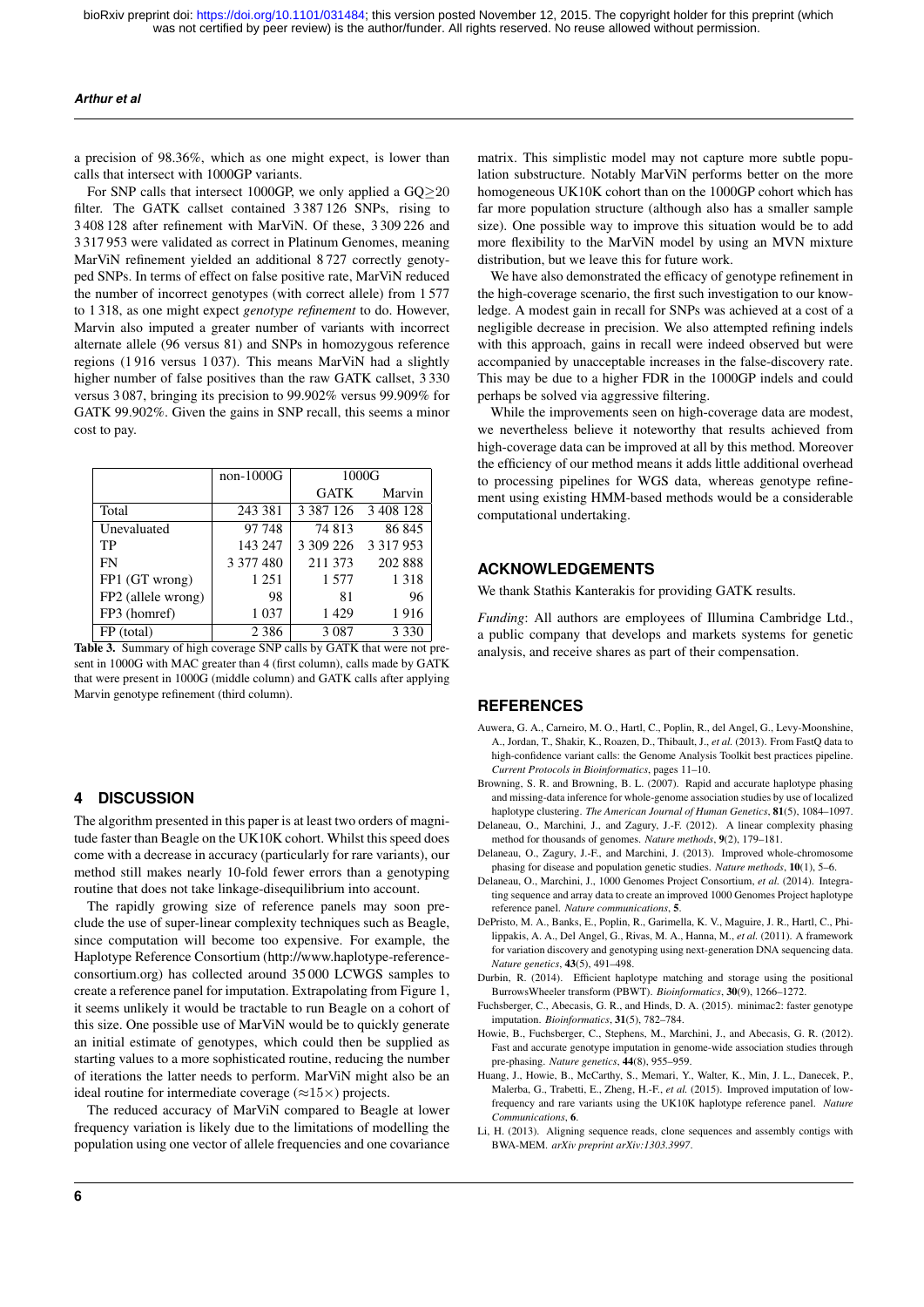a precision of 98.36%, which as one might expect, is lower than calls that intersect with 1000GP variants.

For SNP calls that intersect 1000GP, we only applied a GQ≥20 filter. The GATK callset contained 3 387 126 SNPs, rising to 3 408 128 after refinement with MarViN. Of these, 3 309 226 and 3 317 953 were validated as correct in Platinum Genomes, meaning MarViN refinement yielded an additional 8 727 correctly genotyped SNPs. In terms of effect on false positive rate, MarViN reduced the number of incorrect genotypes (with correct allele) from 1 577 to 1 318, as one might expect *genotype refinement* to do. However, Marvin also imputed a greater number of variants with incorrect alternate allele (96 versus 81) and SNPs in homozygous reference regions (1 916 versus 1 037). This means MarViN had a slightly higher number of false positives than the raw GATK callset, 3 330 versus 3 087, bringing its precision to 99.902% versus 99.909% for GATK 99.902%. Given the gains in SNP recall, this seems a minor cost to pay.

| | non-1000G | 1000G | |
|---|---|---|---|
| | | GATK | Marvin |
| Total | 243 381 | 3 387 126 | 3 408 128 |
| Unevaluated | 97 748 | 74 813 | 86 845 |
| TP | 143 247 | 3 309 226 | 3 317 953 |
| FN | 3 377 480 | 211 373 | 202 888 |
| FP1 (GT wrong) | 1 251 | 1 577 | 1 318 |
| FP2 (allele wrong) | 98 | 81 | 96 |
| FP3 (homref) | 1 037 | 1 429 | 1 916 |
| FP (total) | 2 386 | 3 087 | 3 330 |

**Table 3.** Summary of high coverage SNP calls by GATK that were not present in 1000G with MAC greater than 4 (first column), calls made by GATK that were present in 1000G (middle column) and GATK calls after applying Marvin genotype refinement (third column).

## 4 DISCUSSION

The algorithm presented in this paper is at least two orders of magnitude faster than Beagle on the UK10K cohort. Whilst this speed does come with a decrease in accuracy (particularly for rare variants), our method still makes nearly 10-fold fewer errors than a genotyping routine that does not take linkage-disequilibrium into account.

The rapidly growing size of reference panels may soon preclude the use of super-linear complexity techniques such as Beagle, since computation will become too expensive. For example, the Haplotype Reference Consortium (http://www.haplotype-reference-consortium.org) has collected around 35 000 LCWGS samples to create a reference panel for imputation. Extrapolating from Figure 1, it seems unlikely it would be tractable to run Beagle on a cohort of this size. One possible use of MarViN would be to quickly generate an initial estimate of genotypes, which could then be supplied as starting values to a more sophisticated routine, reducing the number of iterations the latter needs to perform. MarViN might also be an ideal routine for intermediate coverage ($\approx 15\times$) projects.

The reduced accuracy of MarViN compared to Beagle at lower frequency variation is likely due to the limitations of modelling the population using one vector of allele frequencies and one covariance matrix. This simplistic model may not capture more subtle population substructure. Notably MarViN performs better on the more homogeneous UK10K cohort than on the 1000GP cohort which has far more population structure (although also has a smaller sample size). One possible way to improve this situation would be to add more flexibility to the MarViN model by using an MVN mixture distribution, but we leave this for future work.

We have also demonstrated the efficacy of genotype refinement in the high-coverage scenario, the first such investigation to our knowledge. A modest gain in recall for SNPs was achieved at a cost of a negligible decrease in precision. We also attempted refining indels with this approach, gains in recall were indeed observed but were accompanied by unacceptable increases in the false-discovery rate. This may be due to a higher FDR in the 1000GP indels and could perhaps be solved via aggressive filtering.

While the improvements seen on high-coverage data are modest, we nevertheless believe it noteworthy that results achieved from high-coverage data can be improved at all by this method. Moreover the efficiency of our method means it adds little additional overhead to processing pipelines for WGS data, whereas genotype refinement using existing HMM-based methods would be a considerable computational undertaking.

## ACKNOWLEDGEMENTS

We thank Stathis Kanterakis for providing GATK results.

*Funding*: All authors are employees of Illumina Cambridge Ltd., a public company that develops and markets systems for genetic analysis, and receive shares as part of their compensation.

## REFERENCES

Auwera, G. A., Carneiro, M. O., Hartl, C., Poplin, R., del Angel, G., Levy-Moonshine, A., Jordan, T., Shakir, K., Roazen, D., Thibault, J., *et al.* (2013). From FastQ data to high-confidence variant calls: the Genome Analysis Toolkit best practices pipeline. *Current Protocols in Bioinformatics*, pages 11–10.

Browning, S. R. and Browning, B. L. (2007). Rapid and accurate haplotype phasing and missing-data inference for whole-genome association studies by use of localized haplotype clustering. *The American Journal of Human Genetics*, **81**(5), 1084–1097.

Delaneau, O., Marchini, J., and Zagury, J.-F. (2012). A linear complexity phasing method for thousands of genomes. *Nature methods*, **9**(2), 179–181.

Delaneau, O., Zagury, J.-F., and Marchini, J. (2013). Improved whole-chromosome phasing for disease and population genetic studies. *Nature methods*, **10**(1), 5–6.

Delaneau, O., Marchini, J., 1000 Genomes Project Consortium, *et al.* (2014). Integrating sequence and array data to create an improved 1000 Genomes Project haplotype reference panel. *Nature communications*, **5**.

DePristo, M. A., Banks, E., Poplin, R., Garimella, K. V., Maguire, J. R., Hartl, C., Philippakis, A. A., Del Angel, G., Rivas, M. A., Hanna, M., *et al.* (2011). A framework for variation discovery and genotyping using next-generation DNA sequencing data. *Nature genetics*, **43**(5), 491–498.

Durbin, R. (2014). Efficient haplotype matching and storage using the positional BurrowsWheeler transform (PBWT). *Bioinformatics*, **30**(9), 1266–1272.

Fuchsberger, C., Abecasis, G. R., and Hinds, D. A. (2015). minimac2: faster genotype imputation. *Bioinformatics*, **31**(5), 782–784.

Howie, B., Fuchsberger, C., Stephens, M., Marchini, J., and Abecasis, G. R. (2012). Fast and accurate genotype imputation in genome-wide association studies through pre-phasing. *Nature genetics*, **44**(8), 955–959.

Huang, J., Howie, B., McCarthy, S., Memari, Y., Walter, K., Min, J. L., Danecek, P., Malerba, G., Trabetti, E., Zheng, H.-F., *et al.* (2015). Improved imputation of low-frequency and rare variants using the UK10K haplotype reference panel. *Nature Communications*, **6**.

Li, H. (2013). Aligning sequence reads, clone sequences and assembly contigs with BWA-MEM. *arXiv preprint arXiv:1303.3997*.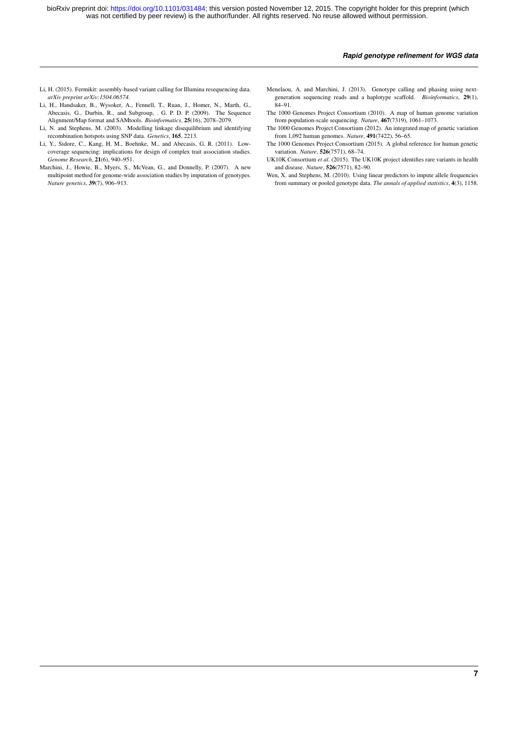Li, H. (2015). Fermikit: assembly-based variant calling for Illumina resequencing data. *arXiv preprint arXiv:1504.06574*.

Li, H., Handsaker, B., Wysoker, A., Fennell, T., Ruan, J., Homer, N., Marth, G., Abecasis, G., Durbin, R., and Subgroup, . G. P. D. P. (2009). The Sequence Alignment/Map format and SAMtools. *Bioinformatics*, **25**(16), 2078–2079.

Li, N. and Stephens, M. (2003). Modelling linkage disequilibrium and identifying recombination hotspots using SNP data. *Genetics*, **165**, 2213.

Li, Y., Sidore, C., Kang, H. M., Boehnke, M., and Abecasis, G. R. (2011). Low-coverage sequencing: implications for design of complex trait association studies. *Genome Research*, **21**(6), 940–951.

Marchini, J., Howie, B., Myers, S., McVean, G., and Donnelly, P. (2007). A new multipoint method for genome-wide association studies by imputation of genotypes. *Nature genetics*, **39**(7), 906–913.

Menelaou, A. and Marchini, J. (2013). Genotype calling and phasing using next-generation sequencing reads and a haplotype scaffold. *Bioinformatics*, **29**(1), 84–91.

The 1000 Genomes Project Consortium (2010). A map of human genome variation from population-scale sequencing. *Nature*, **467**(7319), 1061–1073.

The 1000 Genomes Project Consortium (2012). An integrated map of genetic variation from 1,092 human genomes. *Nature*, **491**(7422), 56–65.

The 1000 Genomes Project Consortium (2015). A global reference for human genetic variation. *Nature*, **526**(7571), 68–74.

UK10K Consortium *et al.* (2015). The UK10K project identifies rare variants in health and disease. *Nature*, **526**(7571), 82–90.

Wen, X. and Stephens, M. (2010). Using linear predictors to impute allele frequencies from summary or pooled genotype data. *The annals of applied statistics*, **4**(3), 1158.